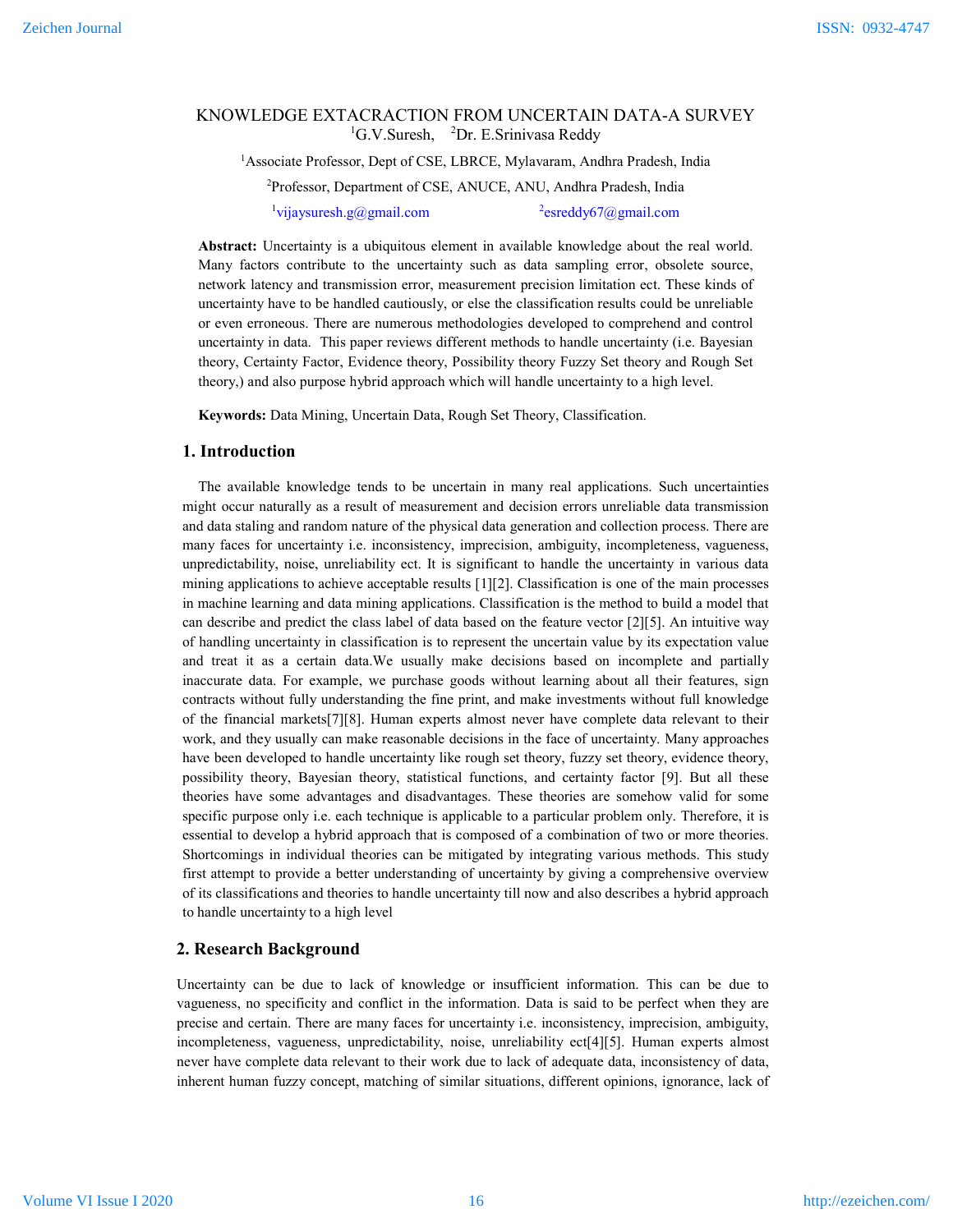# KNOWLEDGE EXTACRACTION FROM UNCERTAIN DATA-A SURVEY

[1]G.V.Suresh, [2]Dr. E.Srinivasa Reddy

[1]Associate Professor, Dept of CSE, LBRCE, Mylavaram, Andhra Pradesh, India

[2]Professor, Department of CSE, ANUCE, ANU, Andhra Pradesh, India

[1]vijaysuresh.g@gmail.com [2]esreddy67@gmail.com

**Abstract:** Uncertainty is a ubiquitous element in available knowledge about the real world. Many factors contribute to the uncertainty such as data sampling error, obsolete source, network latency and transmission error, measurement precision limitation ect. These kinds of uncertainty have to be handled cautiously, or else the classification results could be unreliable or even erroneous. There are numerous methodologies developed to comprehend and control uncertainty in data. This paper reviews different methods to handle uncertainty (i.e. Bayesian theory, Certainty Factor, Evidence theory, Possibility theory Fuzzy Set theory and Rough Set theory,) and also purpose hybrid approach which will handle uncertainty to a high level.

**Keywords:** Data Mining, Uncertain Data, Rough Set Theory, Classification.

## 1. Introduction

The available knowledge tends to be uncertain in many real applications. Such uncertainties might occur naturally as a result of measurement and decision errors unreliable data transmission and data staling and random nature of the physical data generation and collection process. There are many faces for uncertainty i.e. inconsistency, imprecision, ambiguity, incompleteness, vagueness, unpredictability, noise, unreliability ect. It is significant to handle the uncertainty in various data mining applications to achieve acceptable results [1][2]. Classification is one of the main processes in machine learning and data mining applications. Classification is the method to build a model that can describe and predict the class label of data based on the feature vector [2][5]. An intuitive way of handling uncertainty in classification is to represent the uncertain value by its expectation value and treat it as a certain data.We usually make decisions based on incomplete and partially inaccurate data. For example, we purchase goods without learning about all their features, sign contracts without fully understanding the fine print, and make investments without full knowledge of the financial markets[7][8]. Human experts almost never have complete data relevant to their work, and they usually can make reasonable decisions in the face of uncertainty. Many approaches have been developed to handle uncertainty like rough set theory, fuzzy set theory, evidence theory, possibility theory, Bayesian theory, statistical functions, and certainty factor [9]. But all these theories have some advantages and disadvantages. These theories are somehow valid for some specific purpose only i.e. each technique is applicable to a particular problem only. Therefore, it is essential to develop a hybrid approach that is composed of a combination of two or more theories. Shortcomings in individual theories can be mitigated by integrating various methods. This study first attempt to provide a better understanding of uncertainty by giving a comprehensive overview of its classifications and theories to handle uncertainty till now and also describes a hybrid approach to handle uncertainty to a high level

## 2. Research Background

Uncertainty can be due to lack of knowledge or insufficient information. This can be due to vagueness, no specificity and conflict in the information. Data is said to be perfect when they are precise and certain. There are many faces for uncertainty i.e. inconsistency, imprecision, ambiguity, incompleteness, vagueness, unpredictability, noise, unreliability ect[4][5]. Human experts almost never have complete data relevant to their work due to lack of adequate data, inconsistency of data, inherent human fuzzy concept, matching of similar situations, different opinions, ignorance, lack of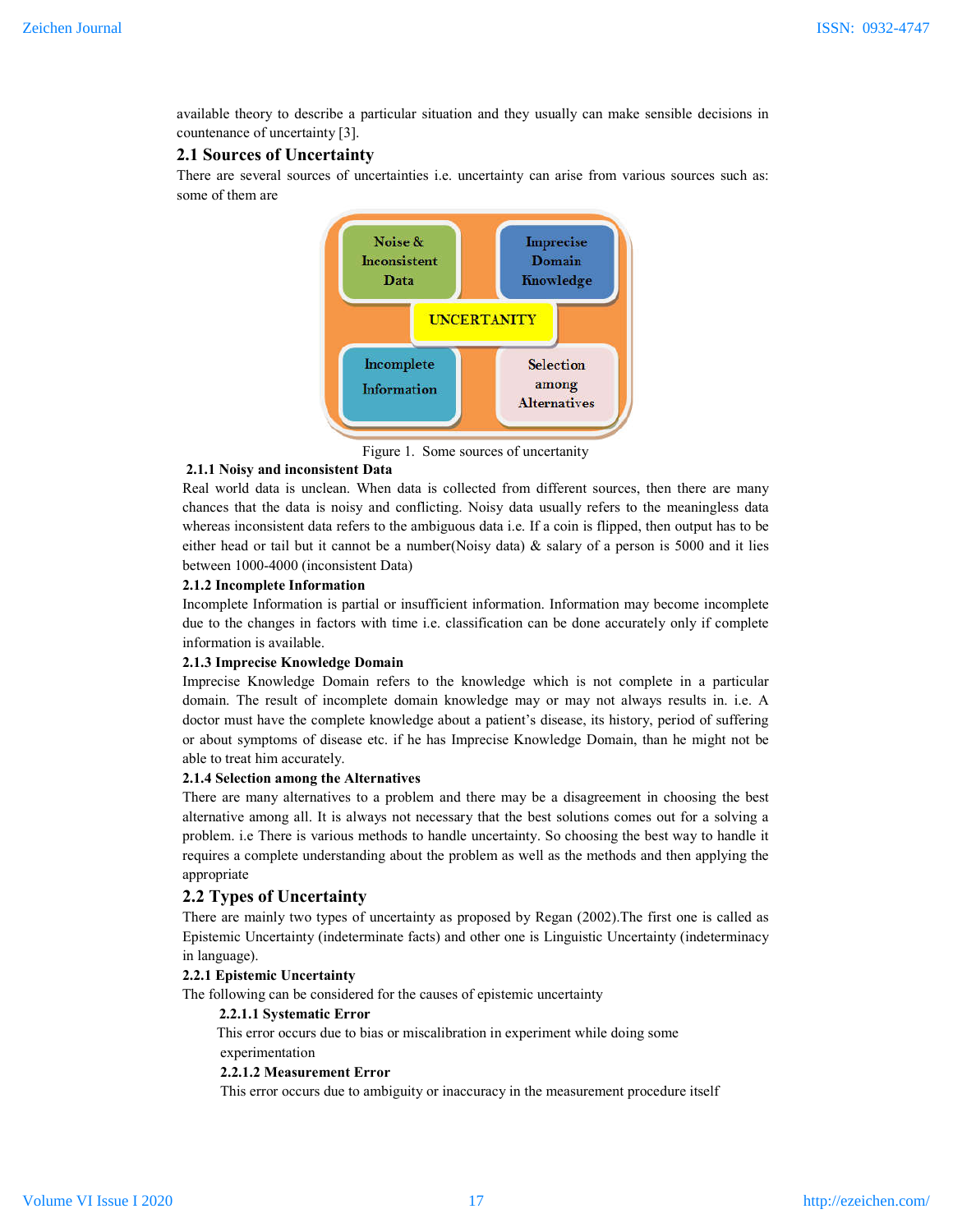available theory to describe a particular situation and they usually can make sensible decisions in countenance of uncertainty [3].

## 2.1 Sources of Uncertainty

There are several sources of uncertainties i.e. uncertainty can arise from various sources such as: some of them are

Figure 1. Some sources of uncertainty

### 2.1.1 Noisy and inconsistent Data

Real world data is unclean. When data is collected from different sources, then there are many chances that the data is noisy and conflicting. Noisy data usually refers to the meaningless data whereas inconsistent data refers to the ambiguous data i.e. If a coin is flipped, then output has to be either head or tail but it cannot be a number(Noisy data) & salary of a person is 5000 and it lies between 1000-4000 (inconsistent Data)

### 2.1.2 Incomplete Information

Incomplete Information is partial or insufficient information. Information may become incomplete due to the changes in factors with time i.e. classification can be done accurately only if complete information is available.

### 2.1.3 Imprecise Knowledge Domain

Imprecise Knowledge Domain refers to the knowledge which is not complete in a particular domain. The result of incomplete domain knowledge may or may not always results in. i.e. A doctor must have the complete knowledge about a patient's disease, its history, period of suffering or about symptoms of disease etc. if he has Imprecise Knowledge Domain, than he might not be able to treat him accurately.

### 2.1.4 Selection among the Alternatives

There are many alternatives to a problem and there may be a disagreement in choosing the best alternative among all. It is always not necessary that the best solutions comes out for a solving a problem. i.e There is various methods to handle uncertainty. So choosing the best way to handle it requires a complete understanding about the problem as well as the methods and then applying the appropriate

## 2.2 Types of Uncertainty

There are mainly two types of uncertainty as proposed by Regan (2002).The first one is called as Epistemic Uncertainty (indeterminate facts) and other one is Linguistic Uncertainty (indeterminacy in language).

### 2.2.1 Epistemic Uncertainty

The following can be considered for the causes of epistemic uncertainty

#### 2.2.1.1 Systematic Error

This error occurs due to bias or miscalibration in experiment while doing some experimentation

#### 2.2.1.2 Measurement Error

This error occurs due to ambiguity or inaccuracy in the measurement procedure itself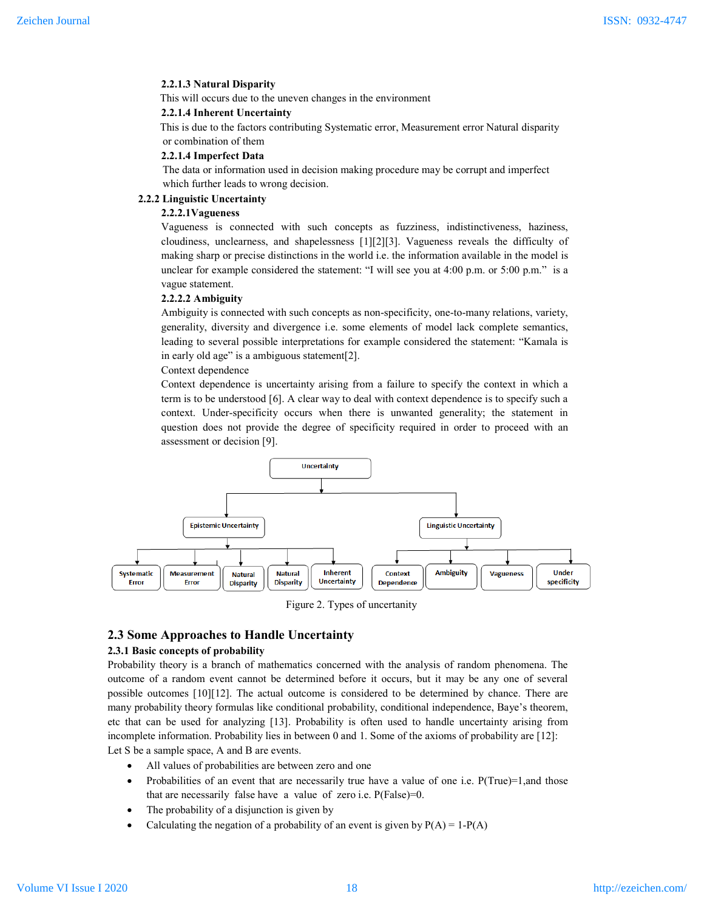#### 2.2.1.3 Natural Disparity

This will occurs due to the uneven changes in the environment

#### 2.2.1.4 Inherent Uncertainty

This is due to the factors contributing Systematic error, Measurement error Natural disparity or combination of them

#### 2.2.1.4 Imperfect Data

The data or information used in decision making procedure may be corrupt and imperfect which further leads to wrong decision.

### 2.2.2 Linguistic Uncertainty

#### 2.2.2.1Vagueness

Vagueness is connected with such concepts as fuzziness, indistinctiveness, haziness, cloudiness, unclearness, and shapelessness [1][2][3]. Vagueness reveals the difficulty of making sharp or precise distinctions in the world i.e. the information available in the model is unclear for example considered the statement: "I will see you at 4:00 p.m. or 5:00 p.m." is a vague statement.

#### 2.2.2.2 Ambiguity

Ambiguity is connected with such concepts as non-specificity, one-to-many relations, variety, generality, diversity and divergence i.e. some elements of model lack complete semantics, leading to several possible interpretations for example considered the statement: "Kamala is in early old age" is a ambiguous statement[2].

Context dependence

Context dependence is uncertainty arising from a failure to specify the context in which a term is to be understood [6]. A clear way to deal with context dependence is to specify such a context. Under-specificity occurs when there is unwanted generality; the statement in question does not provide the degree of specificity required in order to proceed with an assessment or decision [9].

```
Uncertainty
├── Epistemic Uncertainty
│   ├── Systematic Error
│   ├── Measurement Error
│   ├── Natural Disparity
│   ├── Natural Disparity
│   └── Inherent Uncertainty
└── Linguistic Uncertainty
    ├── Context Dependence
    ├── Ambiguity
    ├── Vagueness
    └── Under specificity
```

Figure 2. Types of uncertainty

## 2.3 Some Approaches to Handle Uncertainty

### 2.3.1 Basic concepts of probability

Probability theory is a branch of mathematics concerned with the analysis of random phenomena. The outcome of a random event cannot be determined before it occurs, but it may be any one of several possible outcomes [10][12]. The actual outcome is considered to be determined by chance. There are many probability theory formulas like conditional probability, conditional independence, Baye's theorem, etc that can be used for analyzing [13]. Probability is often used to handle uncertainty arising from incomplete information. Probability lies in between 0 and 1. Some of the axioms of probability are [12]:

Let S be a sample space, A and B are events.

- All values of probabilities are between zero and one
- Probabilities of an event that are necessarily true have a value of one i.e. P(True)=1,and those that are necessarily false have a value of zero i.e. P(False)=0.
- The probability of a disjunction is given by
- Calculating the negation of a probability of an event is given by P(A) = 1-P(A)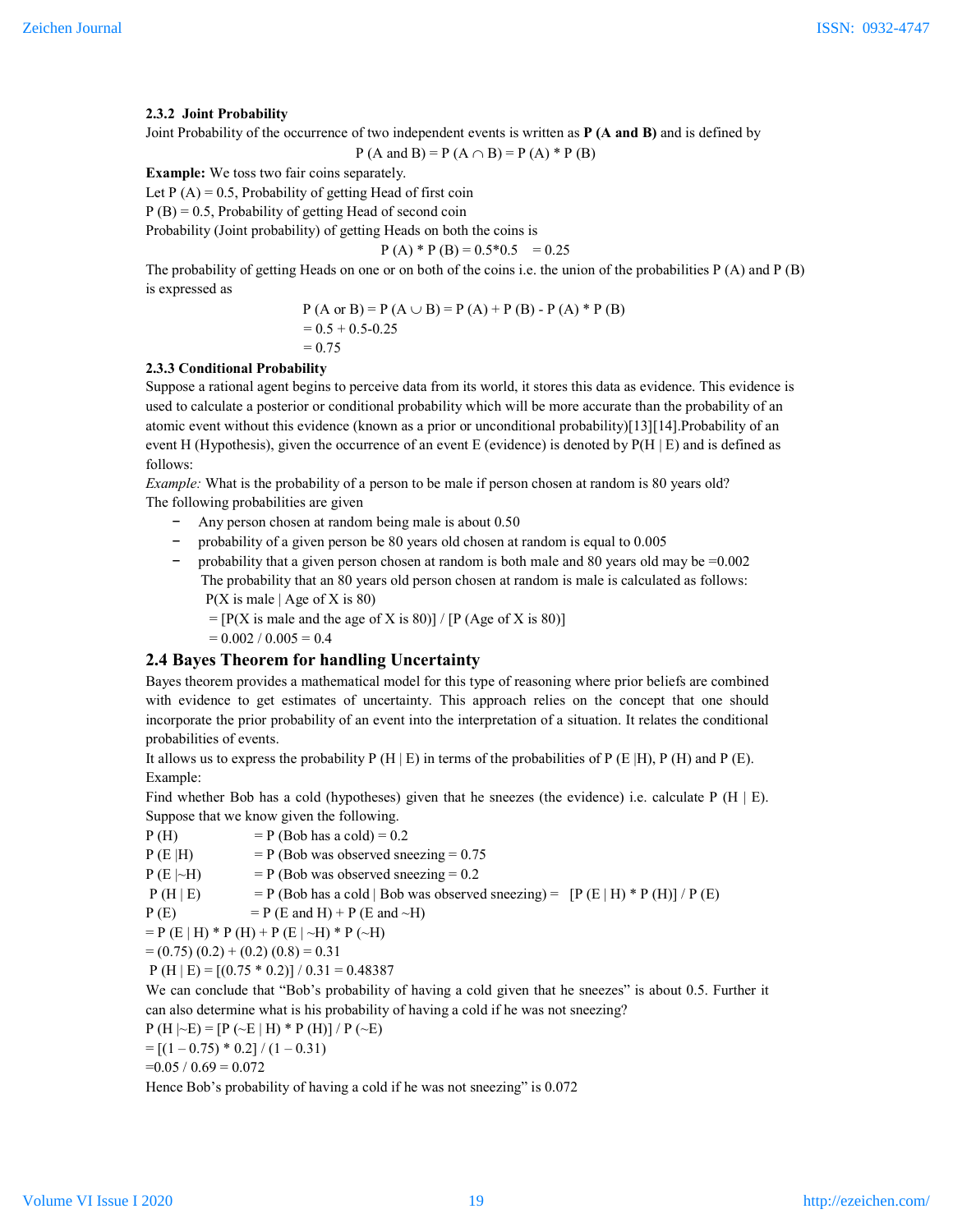#### 2.3.2 Joint Probability

Joint Probability of the occurrence of two independent events is written as **P (A and B)** and is defined by

$$P (A \text{ and } B) = P (A \cap B) = P (A) * P (B)$$

**Example:** We toss two fair coins separately.

Let P (A) = 0.5, Probability of getting Head of first coin

P (B) = 0.5, Probability of getting Head of second coin

Probability (Joint probability) of getting Heads on both the coins is

$$P (A) * P (B) = 0.5*0.5 \quad = 0.25$$

The probability of getting Heads on one or on both of the coins i.e. the union of the probabilities P (A) and P (B) is expressed as

$$P (A \text{ or } B) = P (A \cup B) = P (A) + P (B) - P (A) * P (B)$$
$$= 0.5 + 0.5 - 0.25$$
$$= 0.75$$

#### 2.3.3 Conditional Probability

Suppose a rational agent begins to perceive data from its world, it stores this data as evidence. This evidence is used to calculate a posterior or conditional probability which will be more accurate than the probability of an atomic event without this evidence (known as a prior or unconditional probability)[13][14].Probability of an event H (Hypothesis), given the occurrence of an event E (evidence) is denoted by P(H | E) and is defined as follows:

*Example:* What is the probability of a person to be male if person chosen at random is 80 years old?

The following probabilities are given

- Any person chosen at random being male is about 0.50
- probability of a given person be 80 years old chosen at random is equal to 0.005
- probability that a given person chosen at random is both male and 80 years old may be =0.002

  The probability that an 80 years old person chosen at random is male is calculated as follows:

  P(X is male | Age of X is 80)

  = [P(X is male and the age of X is 80)] / [P (Age of X is 80)]

  = 0.002 / 0.005 = 0.4

### 2.4 Bayes Theorem for handling Uncertainty

Bayes theorem provides a mathematical model for this type of reasoning where prior beliefs are combined with evidence to get estimates of uncertainty. This approach relies on the concept that one should incorporate the prior probability of an event into the interpretation of a situation. It relates the conditional probabilities of events.

It allows us to express the probability P (H | E) in terms of the probabilities of P (E |H), P (H) and P (E).

Example:

Find whether Bob has a cold (hypotheses) given that he sneezes (the evidence) i.e. calculate P (H | E). Suppose that we know given the following.

P (H) = P (Bob has a cold) = 0.2

P (E |H) = P (Bob was observed sneezing = 0.75

P (E |~H) = P (Bob was observed sneezing = 0.2

P (H | E) = P (Bob has a cold | Bob was observed sneezing) = [P (E | H) * P (H)] / P (E)

P (E) = P (E and H) + P (E and ~H)

= P (E | H) * P (H) + P (E | ~H) * P (~H)

= (0.75) (0.2) + (0.2) (0.8) = 0.31

P (H | E) = [(0.75 * 0.2)] / 0.31 = 0.48387

We can conclude that "Bob's probability of having a cold given that he sneezes" is about 0.5. Further it can also determine what is his probability of having a cold if he was not sneezing?

P (H |~E) = [P (~E | H) * P (H)] / P (~E)

= [(1 – 0.75) * 0.2] / (1 – 0.31)

=0.05 / 0.69 = 0.072

Hence Bob's probability of having a cold if he was not sneezing" is 0.072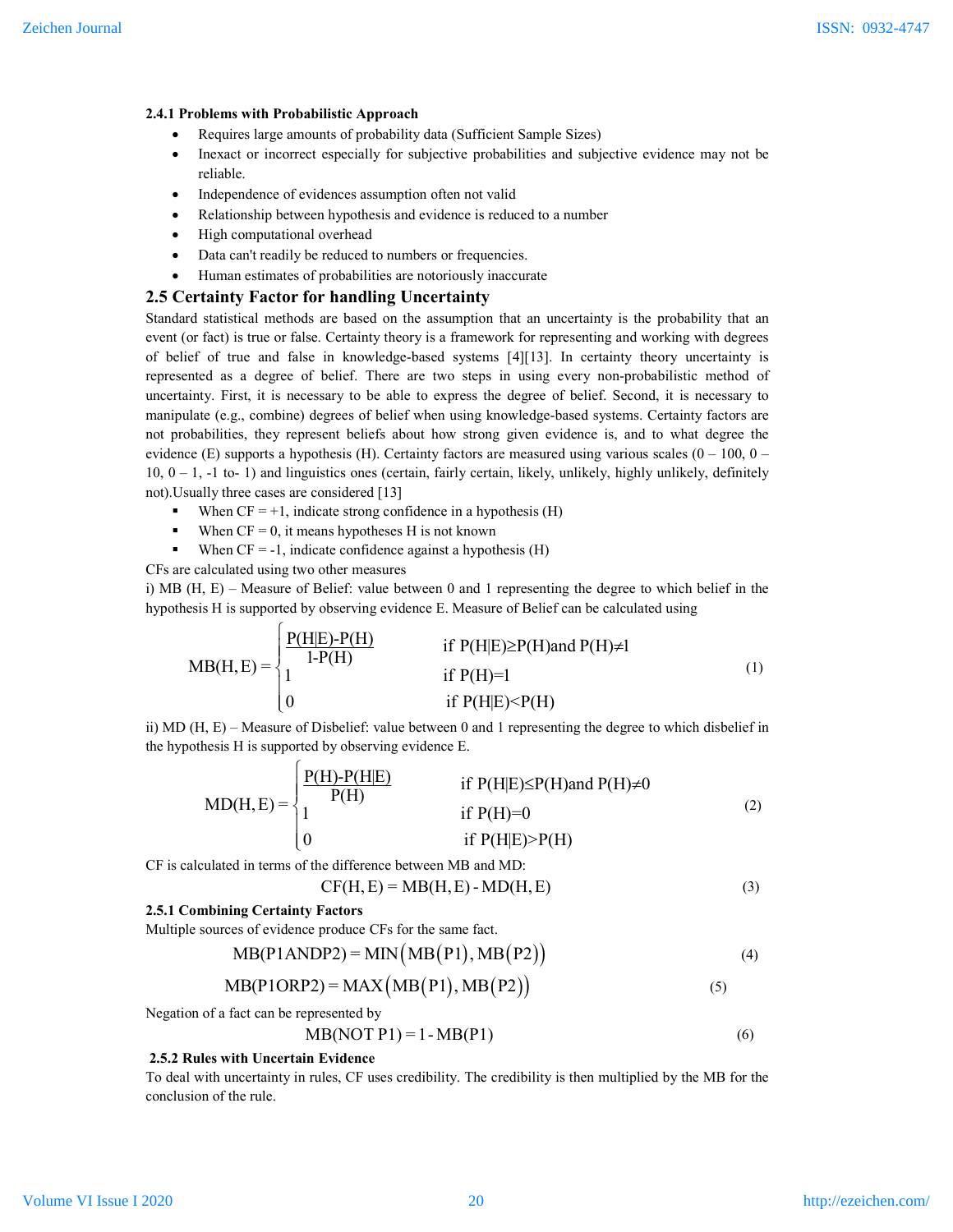#### 2.4.1 Problems with Probabilistic Approach

- Requires large amounts of probability data (Sufficient Sample Sizes)
- Inexact or incorrect especially for subjective probabilities and subjective evidence may not be reliable.
- Independence of evidences assumption often not valid
- Relationship between hypothesis and evidence is reduced to a number
- High computational overhead
- Data can't readily be reduced to numbers or frequencies.
- Human estimates of probabilities are notoriously inaccurate

### 2.5 Certainty Factor for handling Uncertainty

Standard statistical methods are based on the assumption that an uncertainty is the probability that an event (or fact) is true or false. Certainty theory is a framework for representing and working with degrees of belief of true and false in knowledge-based systems [4][13]. In certainty theory uncertainty is represented as a degree of belief. There are two steps in using every non-probabilistic method of uncertainty. First, it is necessary to be able to express the degree of belief. Second, it is necessary to manipulate (e.g., combine) degrees of belief when using knowledge-based systems. Certainty factors are not probabilities, they represent beliefs about how strong given evidence is, and to what degree the evidence (E) supports a hypothesis (H). Certainty factors are measured using various scales (0 – 100, 0 – 10, 0 – 1, -1 to- 1) and linguistics ones (certain, fairly certain, likely, unlikely, highly unlikely, definitely not).Usually three cases are considered [13]

- When CF = +1, indicate strong confidence in a hypothesis (H)
- When CF = 0, it means hypotheses H is not known
- When CF = -1, indicate confidence against a hypothesis (H)

CFs are calculated using two other measures

i) MB (H, E) – Measure of Belief: value between 0 and 1 representing the degree to which belief in the hypothesis H is supported by observing evidence E. Measure of Belief can be calculated using

$$MB(H,E) = \begin{cases} \dfrac{P(H|E)-P(H)}{1-P(H)} & \text{if } P(H|E) \geq P(H) \text{ and } P(H) \neq 1 \\ 1 & \text{if } P(H)=1 \\ 0 & \text{if } P(H|E)<P(H) \end{cases} \tag{1}$$

ii) MD (H, E) – Measure of Disbelief: value between 0 and 1 representing the degree to which disbelief in the hypothesis H is supported by observing evidence E.

$$MD(H,E) = \begin{cases} \dfrac{P(H)-P(H|E)}{P(H)} & \text{if } P(H|E) \leq P(H) \text{ and } P(H) \neq 0 \\ 1 & \text{if } P(H)=0 \\ 0 & \text{if } P(H|E)>P(H) \end{cases} \tag{2}$$

CF is calculated in terms of the difference between MB and MD:

$$CF(H,E) = MB(H,E) - MD(H,E) \tag{3}$$

#### 2.5.1 Combining Certainty Factors

Multiple sources of evidence produce CFs for the same fact.

$$MB(P1 AND P2) = MIN\big(MB(P1), MB(P2)\big) \tag{4}$$

$$MB(P1 OR P2) = MAX\big(MB(P1), MB(P2)\big) \tag{5}$$

Negation of a fact can be represented by

$$MB(NOT\ P1) = 1 - MB(P1) \tag{6}$$

#### 2.5.2 Rules with Uncertain Evidence

To deal with uncertainty in rules, CF uses credibility. The credibility is then multiplied by the MB for the conclusion of the rule.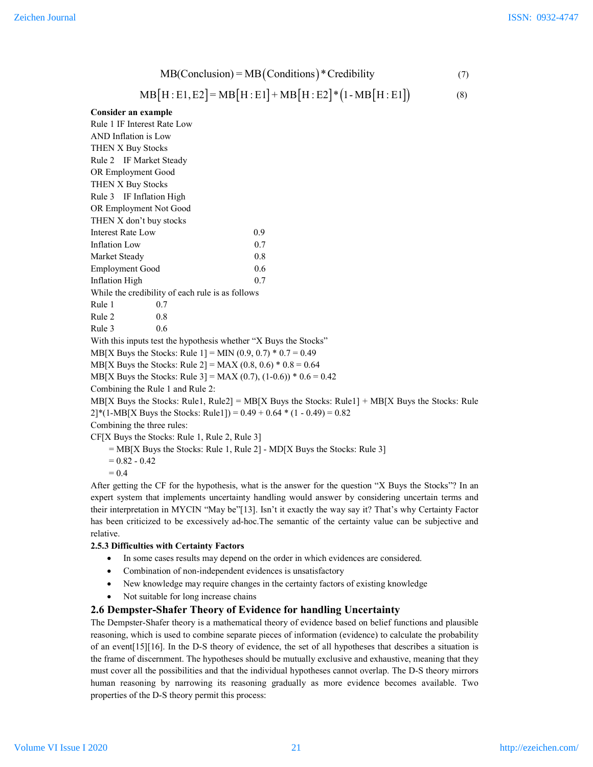$$\text{MB(Conclusion)} = \text{MB}\left(\text{Conditions}\right) * \text{Credibility} \tag{7}$$

$$\text{MB}\left[\text{H : E1, E2}\right] = \text{MB}\left[\text{H : E1}\right] + \text{MB}\left[\text{H : E2}\right] * \left(1 - \text{MB}\left[\text{H : E1}\right]\right) \tag{8}$$

**Consider an example**

Rule 1 IF Interest Rate Low
AND Inflation is Low
THEN X Buy Stocks

Rule 2 IF Market Steady
OR Employment Good
THEN X Buy Stocks

Rule 3 IF Inflation High
OR Employment Not Good
THEN X don't buy stocks

| | |
|---|---|
| Interest Rate Low | 0.9 |
| Inflation Low | 0.7 |
| Market Steady | 0.8 |
| Employment Good | 0.6 |
| Inflation High | 0.7 |

While the credibility of each rule is as follows

| | |
|---|---|
| Rule 1 | 0.7 |
| Rule 2 | 0.8 |
| Rule 3 | 0.6 |

With this inputs test the hypothesis whether "X Buys the Stocks"

MB[X Buys the Stocks: Rule 1] = MIN (0.9, 0.7) * 0.7 = 0.49

MB[X Buys the Stocks: Rule 2] = MAX (0.8, 0.6) * 0.8 = 0.64

MB[X Buys the Stocks: Rule 3] = MAX (0.7), (1-0.6)) * 0.6 = 0.42

Combining the Rule 1 and Rule 2:

MB[X Buys the Stocks: Rule1, Rule2] = MB[X Buys the Stocks: Rule1] + MB[X Buys the Stocks: Rule 2]*(1-MB[X Buys the Stocks: Rule1]) = 0.49 + 0.64 * (1 - 0.49) = 0.82

Combining the three rules:

CF[X Buys the Stocks: Rule 1, Rule 2, Rule 3]
= MB[X Buys the Stocks: Rule 1, Rule 2] - MD[X Buys the Stocks: Rule 3]
= 0.82 - 0.42
= 0.4

After getting the CF for the hypothesis, what is the answer for the question "X Buys the Stocks"? In an expert system that implements uncertainty handling would answer by considering uncertain terms and their interpretation in MYCIN "May be"[13]. Isn't it exactly the way say it? That's why Certainty Factor has been criticized to be excessively ad-hoc.The semantic of the certainty value can be subjective and relative.

**2.5.3 Difficulties with Certainty Factors**

- In some cases results may depend on the order in which evidences are considered.
- Combination of non-independent evidences is unsatisfactory
- New knowledge may require changes in the certainty factors of existing knowledge
- Not suitable for long increase chains

## 2.6 Dempster-Shafer Theory of Evidence for handling Uncertainty

The Dempster-Shafer theory is a mathematical theory of evidence based on belief functions and plausible reasoning, which is used to combine separate pieces of information (evidence) to calculate the probability of an event[15][16]. In the D-S theory of evidence, the set of all hypotheses that describes a situation is the frame of discernment. The hypotheses should be mutually exclusive and exhaustive, meaning that they must cover all the possibilities and that the individual hypotheses cannot overlap. The D-S theory mirrors human reasoning by narrowing its reasoning gradually as more evidence becomes available. Two properties of the D-S theory permit this process: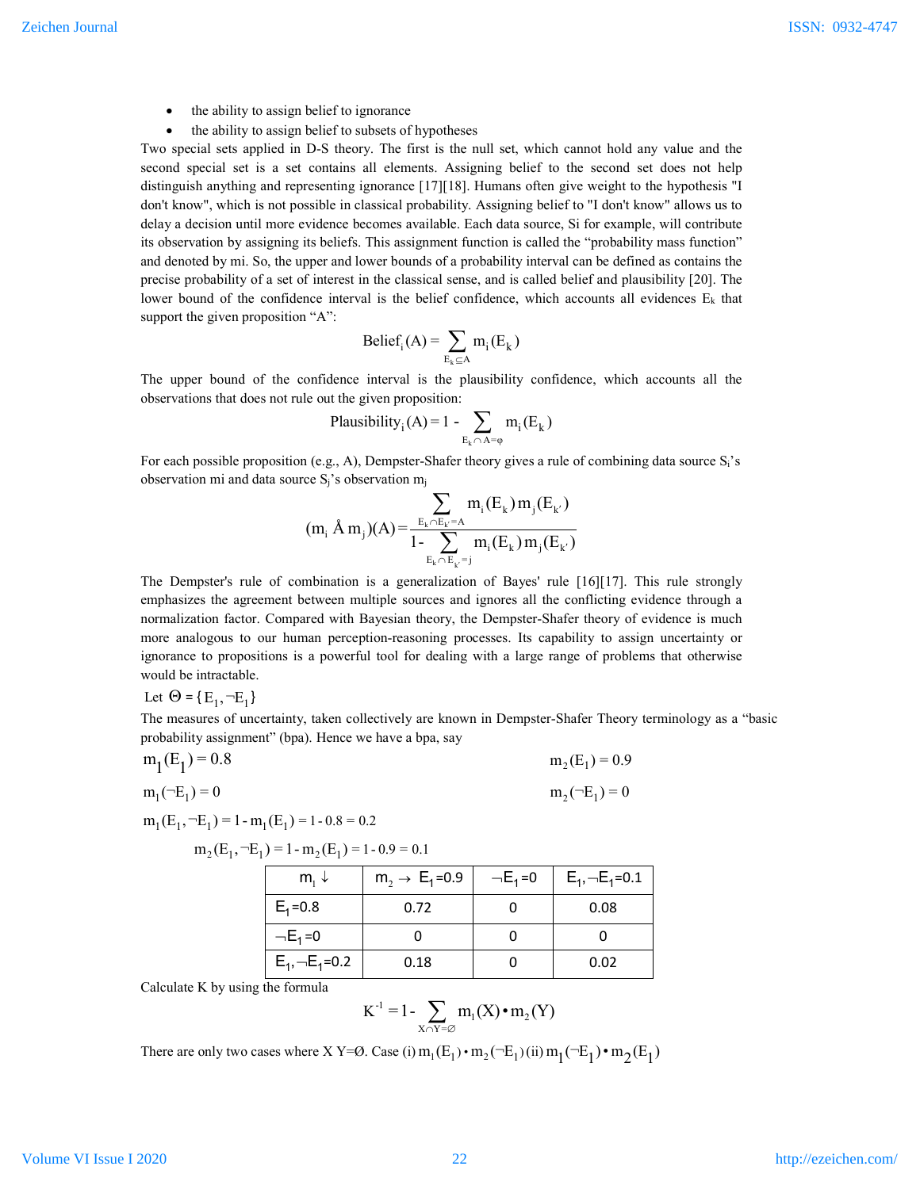- the ability to assign belief to ignorance
- the ability to assign belief to subsets of hypotheses

Two special sets applied in D-S theory. The first is the null set, which cannot hold any value and the second special set is a set contains all elements. Assigning belief to the second set does not help distinguish anything and representing ignorance [17][18]. Humans often give weight to the hypothesis "I don't know", which is not possible in classical probability. Assigning belief to "I don't know" allows us to delay a decision until more evidence becomes available. Each data source, Si for example, will contribute its observation by assigning its beliefs. This assignment function is called the "probability mass function" and denoted by mi. So, the upper and lower bounds of a probability interval can be defined as contains the precise probability of a set of interest in the classical sense, and is called belief and plausibility [20]. The lower bound of the confidence interval is the belief confidence, which accounts all evidences $E_k$ that support the given proposition "A":

$$\text{Belief}_i(A) = \sum_{E_k \subseteq A} m_i(E_k)$$

The upper bound of the confidence interval is the plausibility confidence, which accounts all the observations that does not rule out the given proposition:

$$\text{Plausibility}_i(A) = 1 - \sum_{E_k \cap A = \varphi} m_i(E_k)$$

For each possible proposition (e.g., A), Dempster-Shafer theory gives a rule of combining data source $S_i$'s observation mi and data source $S_j$'s observation $m_j$

$$(m_i \oplus m_j)(A) = \frac{\sum_{E_k \cap E_{k'} = A} m_i(E_k)\, m_j(E_{k'})}{1 - \sum_{E_k \cap E_{k'} = \varphi} m_i(E_k)\, m_j(E_{k'})}$$

The Dempster's rule of combination is a generalization of Bayes' rule [16][17]. This rule strongly emphasizes the agreement between multiple sources and ignores all the conflicting evidence through a normalization factor. Compared with Bayesian theory, the Dempster-Shafer theory of evidence is much more analogous to our human perception-reasoning processes. Its capability to assign uncertainty or ignorance to propositions is a powerful tool for dealing with a large range of problems that otherwise would be intractable.

Let $\Theta = \{E_1, \neg E_1\}$

The measures of uncertainty, taken collectively are known in Dempster-Shafer Theory terminology as a "basic probability assignment" (bpa). Hence we have a bpa, say

$m_1(E_1) = 0.8$ $\qquad\qquad$ $m_2(E_1) = 0.9$

$m_1(\neg E_1) = 0$ $\qquad\qquad$ $m_2(\neg E_1) = 0$

$m_1(E_1, \neg E_1) = 1 - m_1(E_1) = 1 - 0.8 = 0.2$

$m_2(E_1, \neg E_1) = 1 - m_2(E_1) = 1 - 0.9 = 0.1$

| $m_1 \downarrow$ | $m_2 \rightarrow$ $E_1$=0.9 | $\neg E_1$=0 | $E_1, \neg E_1$=0.1 |
|---|---|---|---|
| $E_1$=0.8 | 0.72 | 0 | 0.08 |
| $\neg E_1$=0 | 0 | 0 | 0 |
| $E_1, \neg E_1$=0.2 | 0.18 | 0 | 0.02 |

Calculate K by using the formula

$$K^{-1} = 1 - \sum_{X \cap Y = \varnothing} m_1(X) \bullet m_2(Y)$$

There are only two cases where X Y=Ø. Case (i) $m_1(E_1) \bullet m_2(\neg E_1)$ (ii) $m_1(\neg E_1) \bullet m_2(E_1)$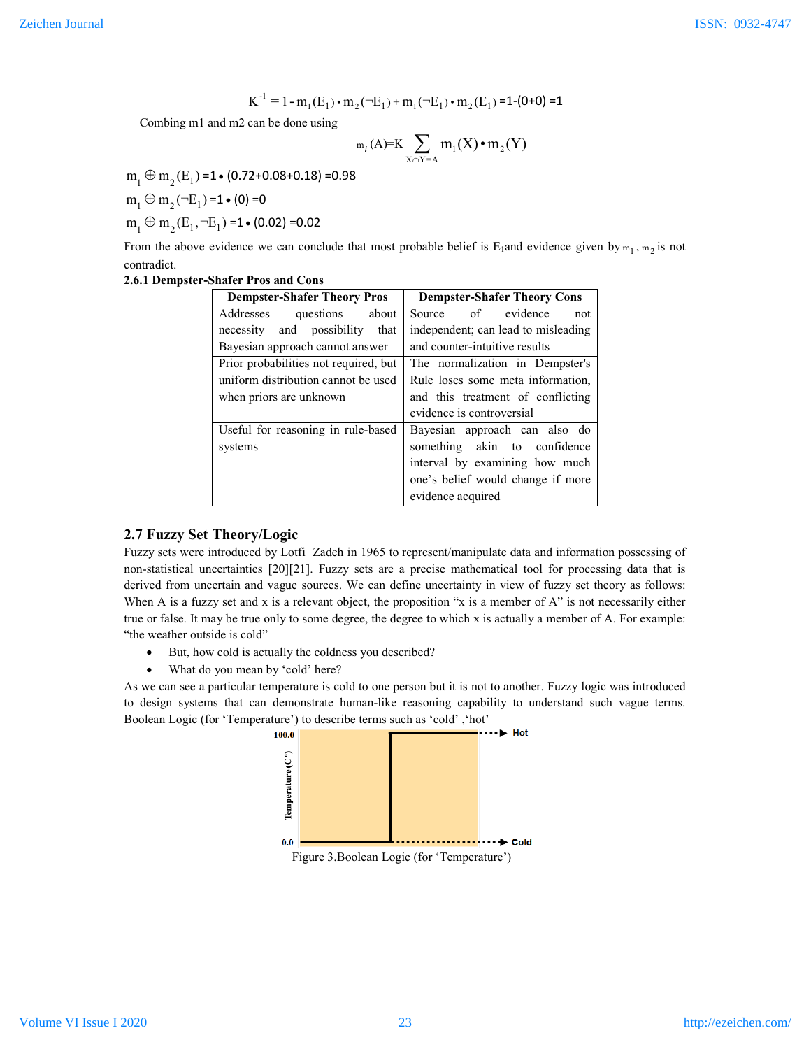$$K^{-1} = 1 - m_1(E_1) \bullet m_2(\neg E_1) + m_1(\neg E_1) \bullet m_2(E_1) = 1-(0+0) = 1$$

Combing m1 and m2 can be done using

$$m_i(A) = K \sum_{X \cap Y = A} m_1(X) \bullet m_2(Y)$$

$m_1 \oplus m_2(E_1) = 1 \bullet (0.72+0.08+0.18) = 0.98$

$m_1 \oplus m_2(\neg E_1) = 1 \bullet (0) = 0$

$m_1 \oplus m_2(E_1, \neg E_1) = 1 \bullet (0.02) = 0.02$

From the above evidence we can conclude that most probable belief is $E_1$ and evidence given by $m_1, m_2$ is not contradict.

**2.6.1 Dempster-Shafer Pros and Cons**

| Dempster-Shafer Theory Pros | Dempster-Shafer Theory Cons |
|---|---|
| Addresses questions about necessity and possibility that Bayesian approach cannot answer | Source of evidence not independent; can lead to misleading and counter-intuitive results |
| Prior probabilities not required, but uniform distribution cannot be used when priors are unknown | The normalization in Dempster's Rule loses some meta information, and this treatment of conflicting evidence is controversial |
| Useful for reasoning in rule-based systems | Bayesian approach can also do something akin to confidence interval by examining how much one's belief would change if more evidence acquired |

## 2.7 Fuzzy Set Theory/Logic

Fuzzy sets were introduced by Lotfi Zadeh in 1965 to represent/manipulate data and information possessing of non-statistical uncertainties [20][21]. Fuzzy sets are a precise mathematical tool for processing data that is derived from uncertain and vague sources. We can define uncertainty in view of fuzzy set theory as follows: When A is a fuzzy set and x is a relevant object, the proposition "x is a member of A" is not necessarily either true or false. It may be true only to some degree, the degree to which x is actually a member of A. For example: "the weather outside is cold"

- But, how cold is actually the coldness you described?
- What do you mean by 'cold' here?

As we can see a particular temperature is cold to one person but it is not to another. Fuzzy logic was introduced to design systems that can demonstrate human-like reasoning capability to understand such vague terms. Boolean Logic (for 'Temperature') to describe terms such as 'cold' ,'hot'

Figure 3.Boolean Logic (for 'Temperature')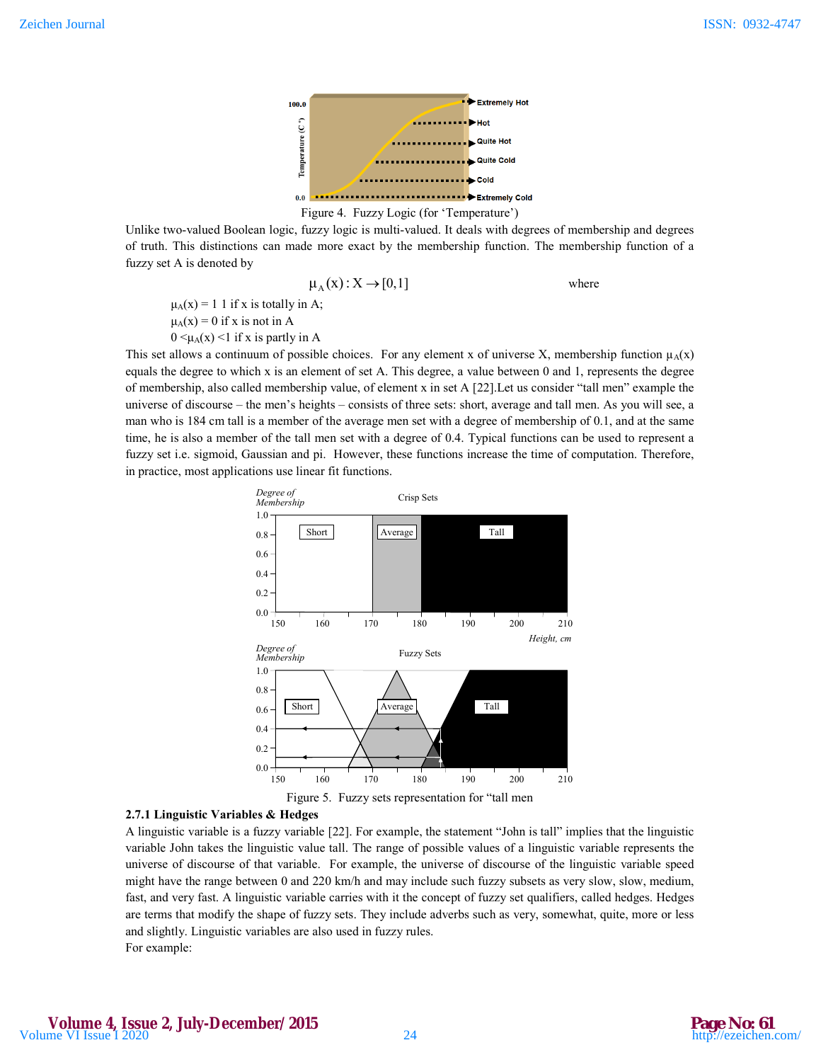Figure 4. Fuzzy Logic (for 'Temperature')

Unlike two-valued Boolean logic, fuzzy logic is multi-valued. It deals with degrees of membership and degrees of truth. This distinctions can made more exact by the membership function. The membership function of a fuzzy set A is denoted by

$$\mu_A(x): X \rightarrow [0,1] \qquad \text{where}$$

$\mu_A(x) = 1$ 1 if x is totally in A;

$\mu_A(x) = 0$ if x is not in A

$0 < \mu_A(x) < 1$ if x is partly in A

This set allows a continuum of possible choices. For any element x of universe X, membership function $\mu_A(x)$ equals the degree to which x is an element of set A. This degree, a value between 0 and 1, represents the degree of membership, also called membership value, of element x in set A [22].Let us consider "tall men" example the universe of discourse – the men's heights – consists of three sets: short, average and tall men. As you will see, a man who is 184 cm tall is a member of the average men set with a degree of membership of 0.1, and at the same time, he is also a member of the tall men set with a degree of 0.4. Typical functions can be used to represent a fuzzy set i.e. sigmoid, Gaussian and pi. However, these functions increase the time of computation. Therefore, in practice, most applications use linear fit functions.

Figure 5. Fuzzy sets representation for "tall men

### 2.7.1 Linguistic Variables & Hedges

A linguistic variable is a fuzzy variable [22]. For example, the statement "John is tall" implies that the linguistic variable John takes the linguistic value tall. The range of possible values of a linguistic variable represents the universe of discourse of that variable. For example, the universe of discourse of the linguistic variable speed might have the range between 0 and 220 km/h and may include such fuzzy subsets as very slow, slow, medium, fast, and very fast. A linguistic variable carries with it the concept of fuzzy set qualifiers, called hedges. Hedges are terms that modify the shape of fuzzy sets. They include adverbs such as very, somewhat, quite, more or less and slightly. Linguistic variables are also used in fuzzy rules.

For example: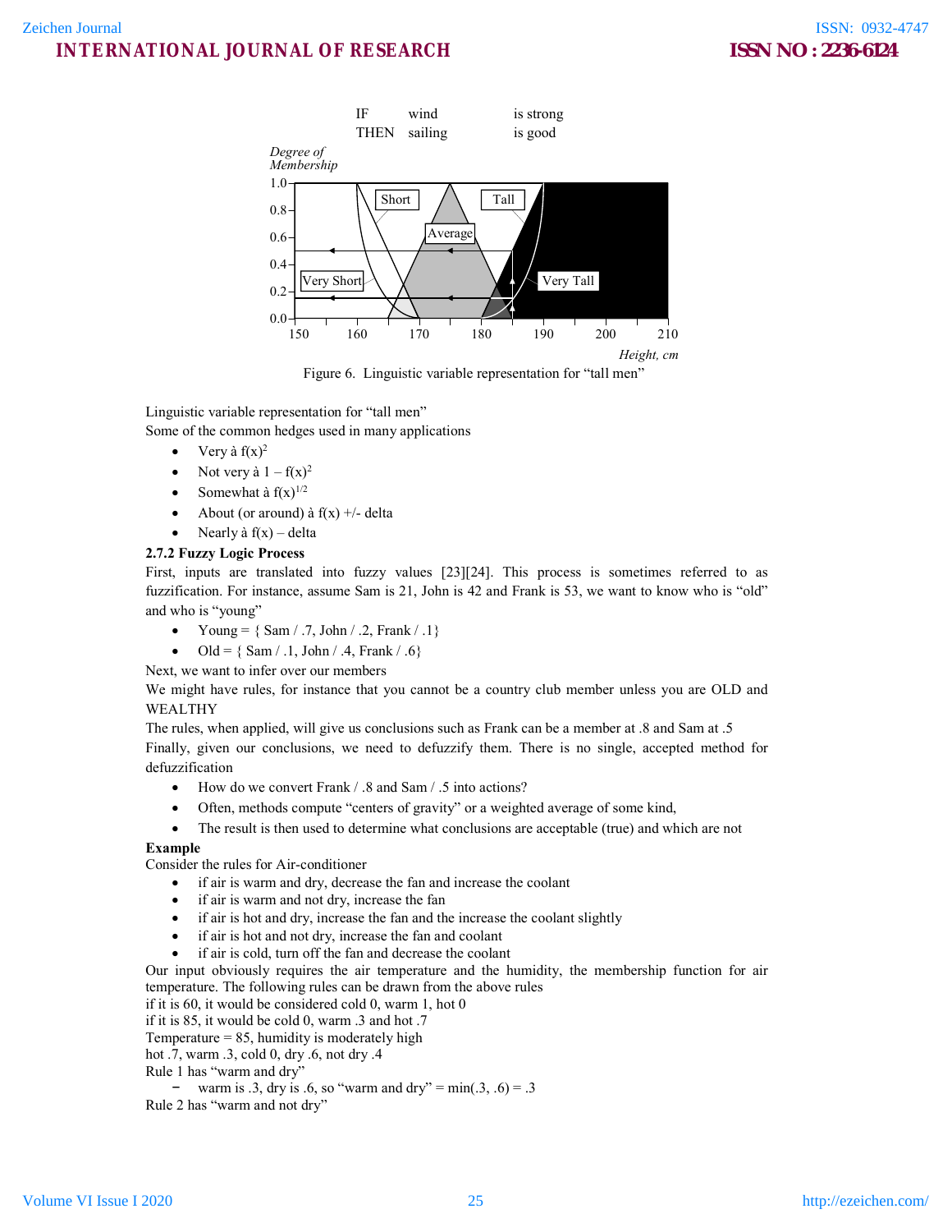IF wind is strong
THEN sailing is good

Figure 6. Linguistic variable representation for "tall men"

Linguistic variable representation for "tall men"
Some of the common hedges used in many applications

- Very à $f(x)^2$
- Not very à $1 – f(x)^2$
- Somewhat à $f(x)^{1/2}$
- About (or around) à f(x) +/- delta
- Nearly à f(x) – delta

**2.7.2 Fuzzy Logic Process**

First, inputs are translated into fuzzy values [23][24]. This process is sometimes referred to as fuzzification. For instance, assume Sam is 21, John is 42 and Frank is 53, we want to know who is "old" and who is "young"

- Young = { Sam / .7, John / .2, Frank / .1}
- Old = { Sam / .1, John / .4, Frank / .6}

Next, we want to infer over our members
We might have rules, for instance that you cannot be a country club member unless you are OLD and WEALTHY
The rules, when applied, will give us conclusions such as Frank can be a member at .8 and Sam at .5
Finally, given our conclusions, we need to defuzzify them. There is no single, accepted method for defuzzification

- How do we convert Frank / .8 and Sam / .5 into actions?
- Often, methods compute "centers of gravity" or a weighted average of some kind,
- The result is then used to determine what conclusions are acceptable (true) and which are not

**Example**

Consider the rules for Air-conditioner

- if air is warm and dry, decrease the fan and increase the coolant
- if air is warm and not dry, increase the fan
- if air is hot and dry, increase the fan and the increase the coolant slightly
- if air is hot and not dry, increase the fan and coolant
- if air is cold, turn off the fan and decrease the coolant

Our input obviously requires the air temperature and the humidity, the membership function for air temperature. The following rules can be drawn from the above rules
if it is 60, it would be considered cold 0, warm 1, hot 0
if it is 85, it would be cold 0, warm .3 and hot .7
Temperature = 85, humidity is moderately high
hot .7, warm .3, cold 0, dry .6, not dry .4
Rule 1 has "warm and dry"

- warm is .3, dry is .6, so "warm and dry" = min(.3, .6) = .3

Rule 2 has "warm and not dry"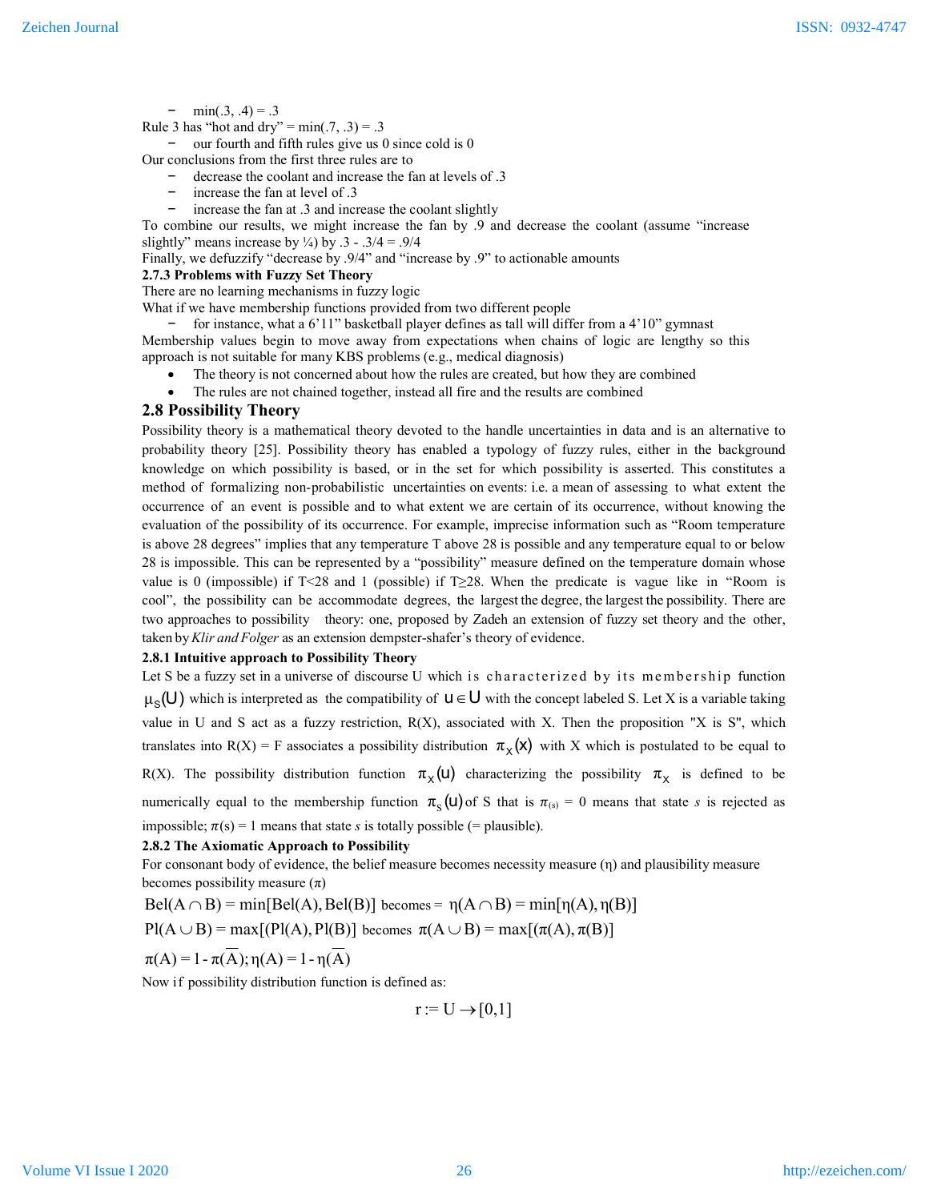- min(.3, .4) = .3

Rule 3 has "hot and dry" = min(.7, .3) = .3

- our fourth and fifth rules give us 0 since cold is 0

Our conclusions from the first three rules are to

- decrease the coolant and increase the fan at levels of .3
- increase the fan at level of .3
- increase the fan at .3 and increase the coolant slightly

To combine our results, we might increase the fan by .9 and decrease the coolant (assume "increase slightly" means increase by ¼) by .3 - .3/4 = .9/4

Finally, we defuzzify "decrease by .9/4" and "increase by .9" to actionable amounts

### 2.7.3 Problems with Fuzzy Set Theory

There are no learning mechanisms in fuzzy logic

What if we have membership functions provided from two different people

- for instance, what a 6'11" basketball player defines as tall will differ from a 4'10" gymnast

Membership values begin to move away from expectations when chains of logic are lengthy so this approach is not suitable for many KBS problems (e.g., medical diagnosis)

- The theory is not concerned about how the rules are created, but how they are combined
- The rules are not chained together, instead all fire and the results are combined

## 2.8 Possibility Theory

Possibility theory is a mathematical theory devoted to the handle uncertainties in data and is an alternative to probability theory [25]. Possibility theory has enabled a typology of fuzzy rules, either in the background knowledge on which possibility is based, or in the set for which possibility is asserted. This constitutes a method of formalizing non-probabilistic uncertainties on events: i.e. a mean of assessing to what extent the occurrence of an event is possible and to what extent we are certain of its occurrence, without knowing the evaluation of the possibility of its occurrence. For example, imprecise information such as "Room temperature is above 28 degrees" implies that any temperature T above 28 is possible and any temperature equal to or below 28 is impossible. This can be represented by a "possibility" measure defined on the temperature domain whose value is 0 (impossible) if T<28 and 1 (possible) if T≥28. When the predicate is vague like in "Room is cool", the possibility can be accommodate degrees, the largest the degree, the largest the possibility. There are two approaches to possibility theory: one, proposed by Zadeh an extension of fuzzy set theory and the other, taken by *Klir and Folger* as an extension dempster-shafer's theory of evidence.

### 2.8.1 Intuitive approach to Possibility Theory

Let S be a fuzzy set in a universe of discourse U which is characterized by its membership function $\mu_S(U)$ which is interpreted as the compatibility of $u \in U$ with the concept labeled S. Let X is a variable taking value in U and S act as a fuzzy restriction, R(X), associated with X. Then the proposition "X is S", which translates into R(X) = F associates a possibility distribution $\pi_X(x)$ with X which is postulated to be equal to R(X). The possibility distribution function $\pi_X(u)$ characterizing the possibility $\pi_X$ is defined to be numerically equal to the membership function $\pi_S(u)$ of S that is $\pi_{(s)} = 0$ means that state *s* is rejected as impossible; $\pi(s) = 1$ means that state *s* is totally possible (= plausible).

### 2.8.2 The Axiomatic Approach to Possibility

For consonant body of evidence, the belief measure becomes necessity measure (η) and plausibility measure becomes possibility measure (π)

$$\text{Bel}(A \cap B) = \min[\text{Bel}(A), \text{Bel}(B)] \text{ becomes } = \eta(A \cap B) = \min[\eta(A), \eta(B)]$$

$$\text{Pl}(A \cup B) = \max[(\text{Pl}(A), \text{Pl}(B)] \text{ becomes } \pi(A \cup B) = \max[(\pi(A), \pi(B)]$$

$$\pi(A) = 1 - \pi(\overline{A}); \eta(A) = 1 - \eta(\overline{A})$$

Now if possibility distribution function is defined as:

$$r := U \rightarrow [0,1]$$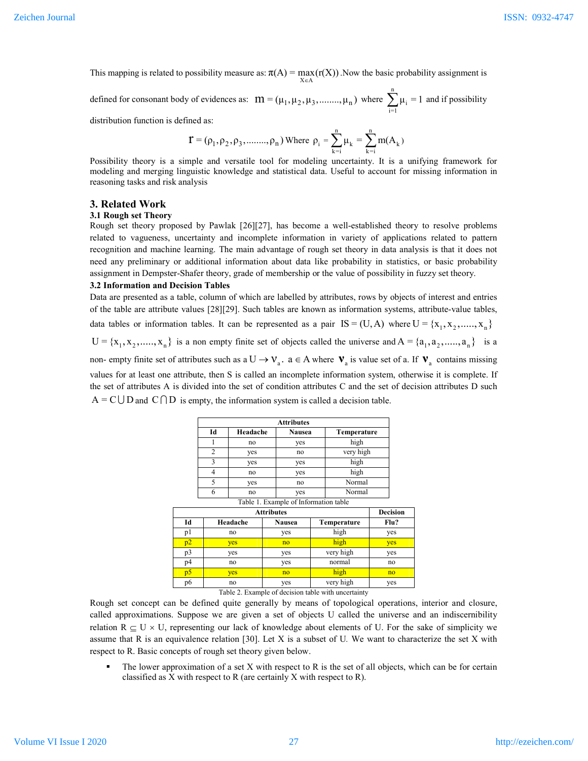This mapping is related to possibility measure as: $\pi(A) = \max_{X \in A}(r(X))$ .Now the basic probability assignment is defined for consonant body of evidences as: $m = (\mu_1, \mu_2, \mu_3, ........, \mu_n)$ where $\sum_{i=1}^{n} \mu_i = 1$ and if possibility distribution function is defined as:

$$r = (\rho_1, \rho_2, \rho_3, ........, \rho_n) \text{ Where } \rho_i = \sum_{k=i}^{n} \mu_k = \sum_{k=i}^{n} m(A_k)$$

Possibility theory is a simple and versatile tool for modeling uncertainty. It is a unifying framework for modeling and merging linguistic knowledge and statistical data. Useful to account for missing information in reasoning tasks and risk analysis

## 3. Related Work

### 3.1 Rough set Theory

Rough set theory proposed by Pawlak [26][27], has become a well-established theory to resolve problems related to vagueness, uncertainty and incomplete information in variety of applications related to pattern recognition and machine learning. The main advantage of rough set theory in data analysis is that it does not need any preliminary or additional information about data like probability in statistics, or basic probability assignment in Dempster-Shafer theory, grade of membership or the value of possibility in fuzzy set theory.

### 3.2 Information and Decision Tables

Data are presented as a table, column of which are labelled by attributes, rows by objects of interest and entries of the table are attribute values [28][29]. Such tables are known as information systems, attribute-value tables, data tables or information tables. It can be represented as a pair $IS = (U, A)$ where $U = \{x_1, x_2, ......, x_n\}$ $U = \{x_1, x_2, ......, x_n\}$ is a non empty finite set of objects called the universe and $A = \{a_1, a_2, ......, a_n\}$ is a non- empty finite set of attributes such as a $U \rightarrow V_a$. $a \in A$ where $\mathbf{V}_a$ is value set of a. If $\mathbf{V}_a$ contains missing values for at least one attribute, then S is called an incomplete information system, otherwise it is complete. If the set of attributes A is divided into the set of condition attributes C and the set of decision attributes D such $A = C \bigcup D$ and $C \bigcap D$ is empty, the information system is called a decision table.

| Attributes | | | |
|---|---|---|---|
| **Id** | **Headache** | **Nausea** | **Temperature** |
| 1 | no | yes | high |
| 2 | yes | no | very high |
| 3 | yes | yes | high |
| 4 | no | yes | high |
| 5 | yes | no | Normal |
| 6 | no | yes | Normal |

Table 1. Example of Information table

| Attributes | | | | Decision |
|---|---|---|---|---|
| **Id** | **Headache** | **Nausea** | **Temperature** | **Flu?** |
| p1 | no | yes | high | yes |
| p2 | yes | no | high | yes |
| p3 | yes | yes | very high | yes |
| p4 | no | yes | normal | no |
| p5 | yes | no | high | no |
| p6 | no | yes | very high | yes |

Table 2. Example of decision table with uncertainty

Rough set concept can be defined quite generally by means of topological operations, interior and closure, called approximations. Suppose we are given a set of objects U called the universe and an indiscernibility relation $R \subseteq U \times U$, representing our lack of knowledge about elements of U. For the sake of simplicity we assume that R is an equivalence relation [30]. Let X is a subset of U. We want to characterize the set X with respect to R. Basic concepts of rough set theory given below.

- The lower approximation of a set X with respect to R is the set of all objects, which can be for certain classified as X with respect to R (are certainly X with respect to R).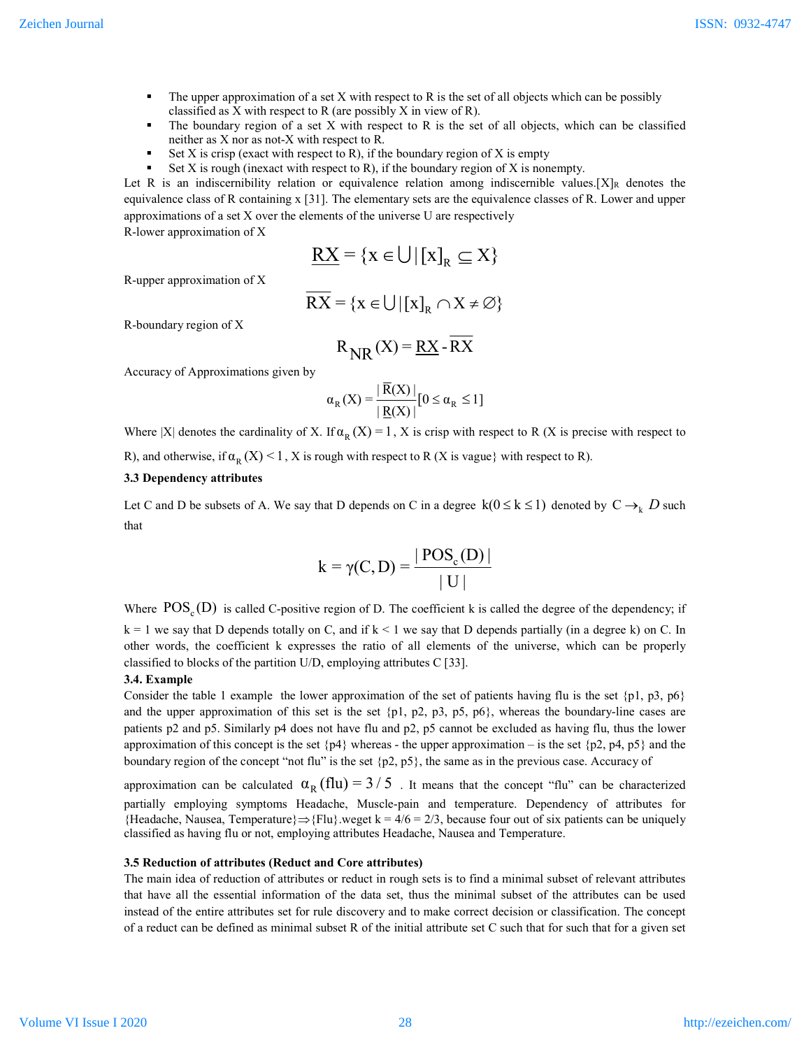- The upper approximation of a set X with respect to R is the set of all objects which can be possibly classified as X with respect to R (are possibly X in view of R).
- The boundary region of a set X with respect to R is the set of all objects, which can be classified neither as X nor as not-X with respect to R.
- Set X is crisp (exact with respect to R), if the boundary region of X is empty
- Set X is rough (inexact with respect to R), if the boundary region of X is nonempty.

Let R is an indiscernibility relation or equivalence relation among indiscernible values.$[X]_R$ denotes the equivalence class of R containing x [31]. The elementary sets are the equivalence classes of R. Lower and upper approximations of a set X over the elements of the universe U are respectively

R-lower approximation of X

$$\underline{RX} = \{x \in \bigcup \mid [x]_R \subseteq X\}$$

R-upper approximation of X

$$\overline{RX} = \{x \in \bigcup \mid [x]_R \cap X \neq \varnothing\}$$

R-boundary region of X

$$R_{NR}(X) = \underline{RX} - \overline{RX}$$

Accuracy of Approximations given by

$$\alpha_R(X) = \frac{|\overline{R}(X)|}{|\underline{R}(X)|} [0 \leq \alpha_R \leq 1]$$

Where |X| denotes the cardinality of X. If $\alpha_R(X) = 1$, X is crisp with respect to R (X is precise with respect to R), and otherwise, if $\alpha_R(X) < 1$, X is rough with respect to R (X is vague} with respect to R).

**3.3 Dependency attributes**

Let C and D be subsets of A. We say that D depends on C in a degree $k (0 \leq k \leq 1)$ denoted by $C \rightarrow_k D$ such that

$$k = \gamma(C, D) = \frac{|POS_c(D)|}{|U|}$$

Where $POS_c(D)$ is called C-positive region of D. The coefficient k is called the degree of the dependency; if k = 1 we say that D depends totally on C, and if k < 1 we say that D depends partially (in a degree k) on C. In other words, the coefficient k expresses the ratio of all elements of the universe, which can be properly classified to blocks of the partition U/D, employing attributes C [33].

**3.4. Example**

Consider the table 1 example the lower approximation of the set of patients having flu is the set {p1, p3, p6} and the upper approximation of this set is the set {p1, p2, p3, p5, p6}, whereas the boundary-line cases are patients p2 and p5. Similarly p4 does not have flu and p2, p5 cannot be excluded as having flu, thus the lower approximation of this concept is the set {p4} whereas - the upper approximation – is the set {p2, p4, p5} and the boundary region of the concept "not flu" is the set {p2, p5}, the same as in the previous case. Accuracy of approximation can be calculated $\alpha_R(\text{flu}) = 3/5$ . It means that the concept "flu" can be characterized partially employing symptoms Headache, Muscle-pain and temperature. Dependency of attributes for {Headache, Nausea, Temperature}⇒{Flu}.weget k = 4/6 = 2/3, because four out of six patients can be uniquely classified as having flu or not, employing attributes Headache, Nausea and Temperature.

**3.5 Reduction of attributes (Reduct and Core attributes)**

The main idea of reduction of attributes or reduct in rough sets is to find a minimal subset of relevant attributes that have all the essential information of the data set, thus the minimal subset of the attributes can be used instead of the entire attributes set for rule discovery and to make correct decision or classification. The concept of a reduct can be defined as minimal subset R of the initial attribute set C such that for such that for a given set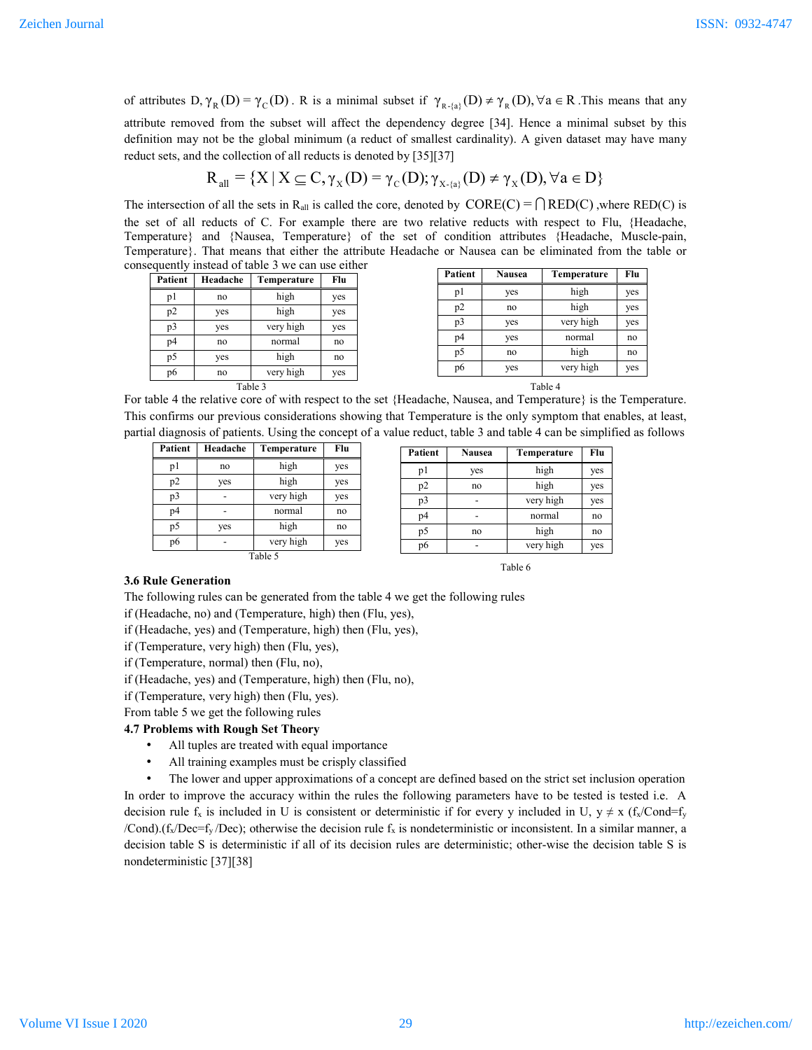of attributes D, $\gamma_R(D) = \gamma_C(D)$. R is a minimal subset if $\gamma_{R-\{a\}}(D) \neq \gamma_R(D), \forall a \in R$. This means that any attribute removed from the subset will affect the dependency degree [34]. Hence a minimal subset by this definition may not be the global minimum (a reduct of smallest cardinality). A given dataset may have many reduct sets, and the collection of all reducts is denoted by [35][37]

$$R_{all} = \{X \mid X \subseteq C, \gamma_X(D) = \gamma_C(D); \gamma_{X-\{a\}}(D) \neq \gamma_X(D), \forall a \in D\}$$

The intersection of all the sets in $R_{all}$ is called the core, denoted by $CORE(C) = \bigcap RED(C)$ ,where RED(C) is the set of all reducts of C. For example there are two relative reducts with respect to Flu, {Headache, Temperature} and {Nausea, Temperature} of the set of condition attributes {Headache, Muscle-pain, Temperature}. That means that either the attribute Headache or Nausea can be eliminated from the table or consequently instead of table 3 we can use either

| Patient | Headache | Temperature | Flu |
|---|---|---|---|
| p1 | no | high | yes |
| p2 | yes | high | yes |
| p3 | yes | very high | yes |
| p4 | no | normal | no |
| p5 | yes | high | no |
| p6 | no | very high | yes |

Table 3

| Patient | Nausea | Temperature | Flu |
|---|---|---|---|
| p1 | yes | high | yes |
| p2 | no | high | yes |
| p3 | yes | very high | yes |
| p4 | yes | normal | no |
| p5 | no | high | no |
| p6 | yes | very high | yes |

Table 4

For table 4 the relative core of with respect to the set {Headache, Nausea, and Temperature} is the Temperature. This confirms our previous considerations showing that Temperature is the only symptom that enables, at least, partial diagnosis of patients. Using the concept of a value reduct, table 3 and table 4 can be simplified as follows

| Patient | Headache | Temperature | Flu |
|---|---|---|---|
| p1 | no | high | yes |
| p2 | yes | high | yes |
| p3 | - | very high | yes |
| p4 | - | normal | no |
| p5 | yes | high | no |
| p6 | - | very high | yes |

Table 5

| Patient | Nausea | Temperature | Flu |
|---|---|---|---|
| p1 | yes | high | yes |
| p2 | no | high | yes |
| p3 | - | very high | yes |
| p4 | - | normal | no |
| p5 | no | high | no |
| p6 | - | very high | yes |

Table 6

### 3.6 Rule Generation

The following rules can be generated from the table 4 we get the following rules

if (Headache, no) and (Temperature, high) then (Flu, yes),
if (Headache, yes) and (Temperature, high) then (Flu, yes),
if (Temperature, very high) then (Flu, yes),
if (Temperature, normal) then (Flu, no),
if (Headache, yes) and (Temperature, high) then (Flu, no),
if (Temperature, very high) then (Flu, yes).

From table 5 we get the following rules

### 4.7 Problems with Rough Set Theory

- All tuples are treated with equal importance
- All training examples must be crisply classified
- The lower and upper approximations of a concept are defined based on the strict set inclusion operation

In order to improve the accuracy within the rules the following parameters have to be tested is tested i.e. A decision rule $f_x$ is included in U is consistent or deterministic if for every y included in U, $y \neq x$ ($f_x$/Cond=$f_y$ /Cond).($f_x$/Dec=$f_y$ /Dec); otherwise the decision rule $f_x$ is nondeterministic or inconsistent. In a similar manner, a decision table S is deterministic if all of its decision rules are deterministic; other-wise the decision table S is nondeterministic [37][38]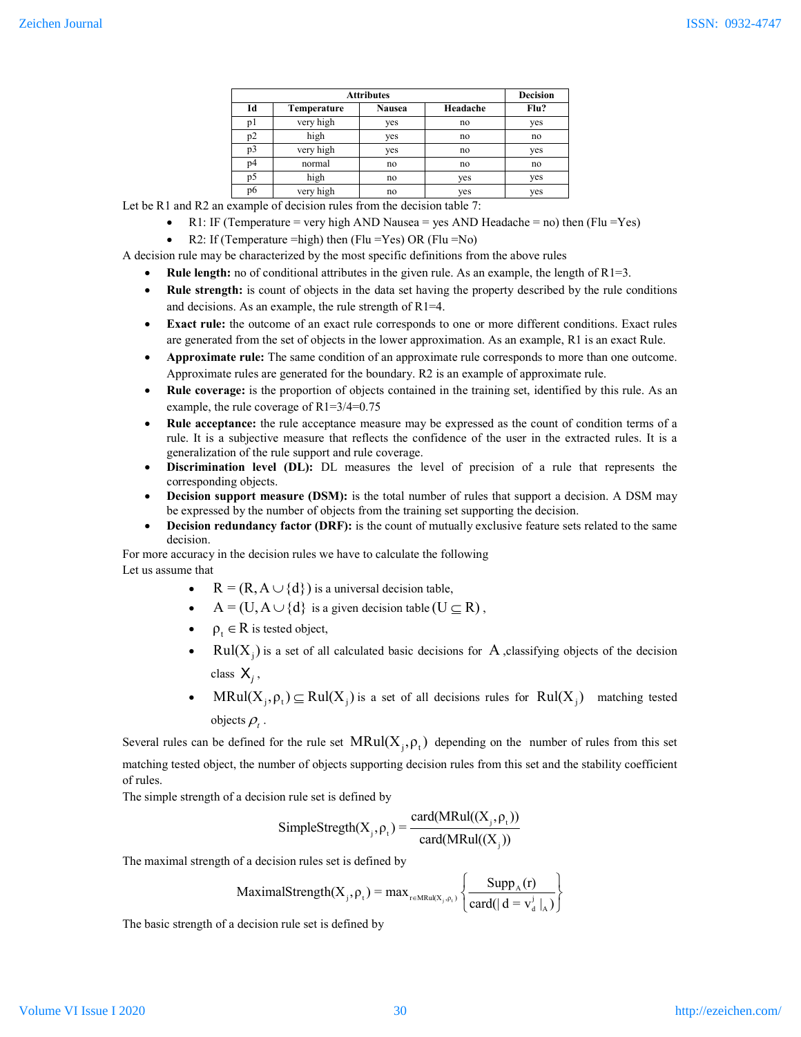| Attributes | | | | Decision |
|---|---|---|---|---|
| Id | Temperature | Nausea | Headache | Flu? |
| p1 | very high | yes | no | yes |
| p2 | high | yes | no | no |
| p3 | very high | yes | no | yes |
| p4 | normal | no | no | no |
| p5 | high | no | yes | yes |
| p6 | very high | no | yes | yes |

Let be R1 and R2 an example of decision rules from the decision table 7:

- R1: IF (Temperature = very high AND Nausea = yes AND Headache = no) then (Flu =Yes)
- R2: If (Temperature =high) then (Flu =Yes) OR (Flu =No)

A decision rule may be characterized by the most specific definitions from the above rules

- **Rule length:** no of conditional attributes in the given rule. As an example, the length of R1=3.
- **Rule strength:** is count of objects in the data set having the property described by the rule conditions and decisions. As an example, the rule strength of R1=4.
- **Exact rule:** the outcome of an exact rule corresponds to one or more different conditions. Exact rules are generated from the set of objects in the lower approximation. As an example, R1 is an exact Rule.
- **Approximate rule:** The same condition of an approximate rule corresponds to more than one outcome. Approximate rules are generated for the boundary. R2 is an example of approximate rule.
- **Rule coverage:** is the proportion of objects contained in the training set, identified by this rule. As an example, the rule coverage of R1=3/4=0.75
- **Rule acceptance:** the rule acceptance measure may be expressed as the count of condition terms of a rule. It is a subjective measure that reflects the confidence of the user in the extracted rules. It is a generalization of the rule support and rule coverage.
- **Discrimination level (DL):** DL measures the level of precision of a rule that represents the corresponding objects.
- **Decision support measure (DSM):** is the total number of rules that support a decision. A DSM may be expressed by the number of objects from the training set supporting the decision.
- **Decision redundancy factor (DRF):** is the count of mutually exclusive feature sets related to the same decision.

For more accuracy in the decision rules we have to calculate the following

Let us assume that

- $R = (R, A \cup \{d\})$ is a universal decision table,
- $A = (U, A \cup \{d\}$ is a given decision table $(U \subseteq R)$,
- $\rho_t \in R$ is tested object,
- $Rul(X_j)$ is a set of all calculated basic decisions for $A$ ,classifying objects of the decision class $X_j$,
- $MRul(X_j, \rho_t) \subseteq Rul(X_j)$ is a set of all decisions rules for $Rul(X_j)$ matching tested objects $\rho_t$.

Several rules can be defined for the rule set $MRul(X_j, \rho_t)$ depending on the number of rules from this set matching tested object, the number of objects supporting decision rules from this set and the stability coefficient of rules.

The simple strength of a decision rule set is defined by

$$SimpleStregth(X_j, \rho_t) = \frac{card(MRul((X_j, \rho_t))}{card(MRul((X_j))}$$

The maximal strength of a decision rules set is defined by

$$MaximalStrength(X_j, \rho_t) = \max_{r \in MRul(X_j, \rho_t)} \left\{ \frac{Supp_A(r)}{card(|\, d = v_d^j \,|_A)} \right\}$$

The basic strength of a decision rule set is defined by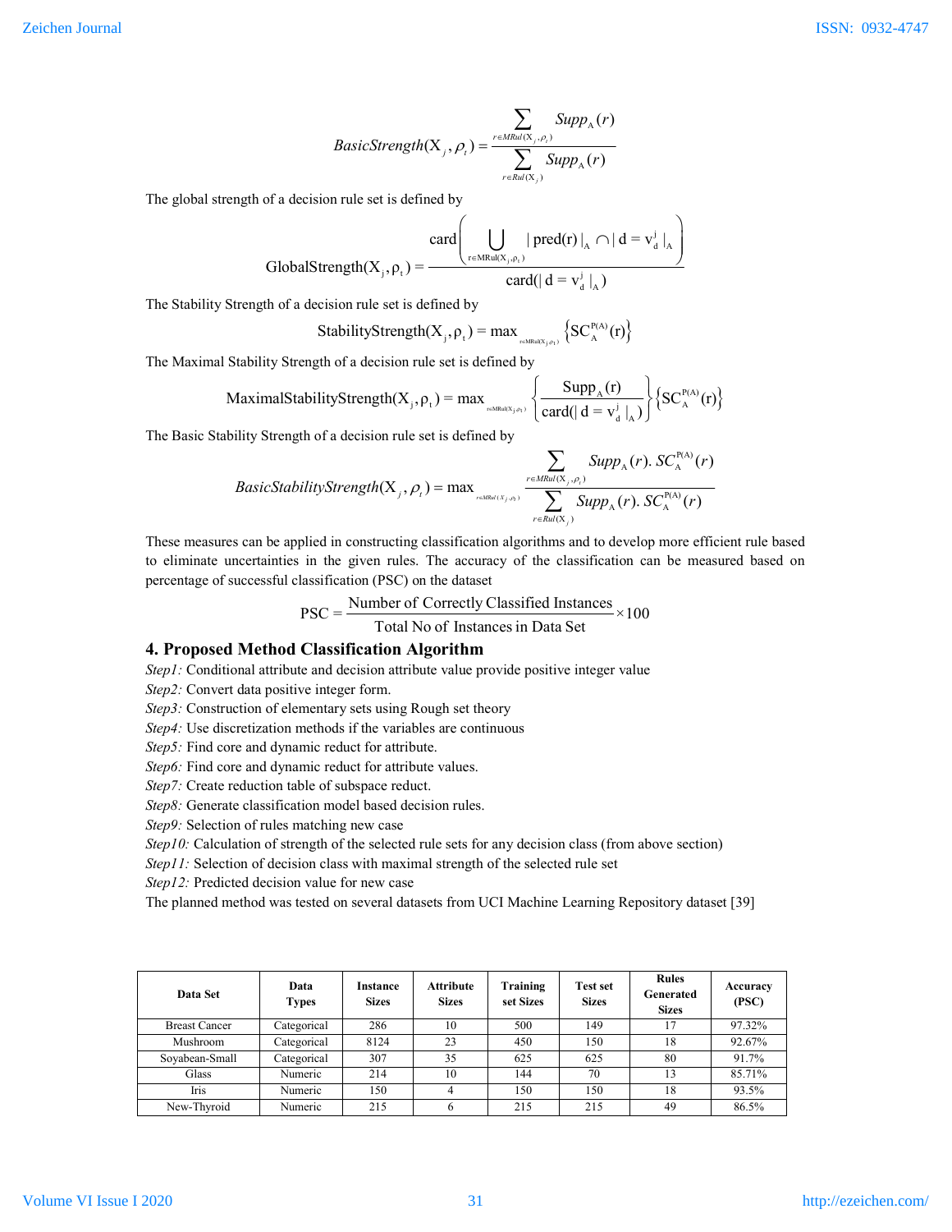$$BasicStrength(X_j, \rho_t) = \frac{\sum_{r \in MRul(X_j, \rho_t)} Supp_A(r)}{\sum_{r \in Rul(X_j)} Supp_A(r)}$$

The global strength of a decision rule set is defined by

$$GlobalStrength(X_j, \rho_t) = \frac{card\left( \bigcup_{r \in MRul(X_j, \rho_t)} |\,pred(r)\,|_A \cap |\,d = v_d^j\,|_A \right)}{card(|\,d = v_d^j\,|_A)}$$

The Stability Strength of a decision rule set is defined by

$$StabilityStrength(X_j, \rho_t) = \max_{r \in MRul(X_j, \rho_t)} \left\{ SC_A^{P(A)}(r) \right\}$$

The Maximal Stability Strength of a decision rule set is defined by

$$MaximalStabilityStrength(X_j, \rho_t) = \max_{r \in MRul(X_j, \rho_t)} \left\{ \frac{Supp_A(r)}{card(|\,d = v_d^j\,|_A)} \right\} \left\{ SC_A^{P(A)}(r) \right\}$$

The Basic Stability Strength of a decision rule set is defined by

$$BasicStabilityStrength(X_j, \rho_t) = \max_{r \in MRul(X_j, \rho_t)} \frac{\sum_{r \in MRul(X_j, \rho_t)} Supp_A(r).\, SC_A^{P(A)}(r)}{\sum_{r \in Rul(X_j)} Supp_A(r).\, SC_A^{P(A)}(r)}$$

These measures can be applied in constructing classification algorithms and to develop more efficient rule based to eliminate uncertainties in the given rules. The accuracy of the classification can be measured based on percentage of successful classification (PSC) on the dataset

$$PSC = \frac{\text{Number of Correctly Classified Instances}}{\text{Total No of Instances in Data Set}} \times 100$$

## 4. Proposed Method Classification Algorithm

*Step1:* Conditional attribute and decision attribute value provide positive integer value

*Step2:* Convert data positive integer form.

*Step3:* Construction of elementary sets using Rough set theory

*Step4:* Use discretization methods if the variables are continuous

*Step5:* Find core and dynamic reduct for attribute.

*Step6:* Find core and dynamic reduct for attribute values.

*Step7:* Create reduction table of subspace reduct.

*Step8:* Generate classification model based decision rules.

*Step9:* Selection of rules matching new case

*Step10:* Calculation of strength of the selected rule sets for any decision class (from above section)

*Step11:* Selection of decision class with maximal strength of the selected rule set

*Step12:* Predicted decision value for new case

The planned method was tested on several datasets from UCI Machine Learning Repository dataset [39]

| Data Set | Data Types | Instance Sizes | Attribute Sizes | Training set Sizes | Test set Sizes | Rules Generated Sizes | Accuracy (PSC) |
|---|---|---|---|---|---|---|---|
| Breast Cancer | Categorical | 286 | 10 | 500 | 149 | 17 | 97.32% |
| Mushroom | Categorical | 8124 | 23 | 450 | 150 | 18 | 92.67% |
| Soyabean-Small | Categorical | 307 | 35 | 625 | 625 | 80 | 91.7% |
| Glass | Numeric | 214 | 10 | 144 | 70 | 13 | 85.71% |
| Iris | Numeric | 150 | 4 | 150 | 150 | 18 | 93.5% |
| New-Thyroid | Numeric | 215 | 6 | 215 | 215 | 49 | 86.5% |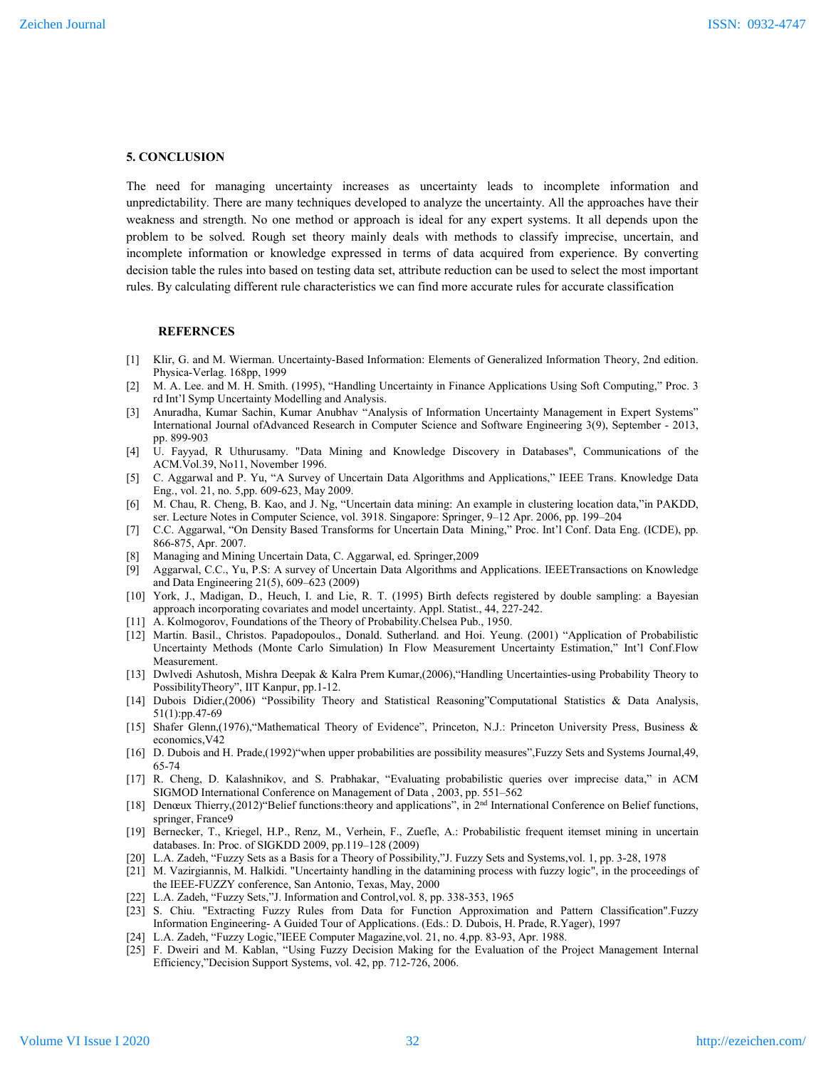## 5. CONCLUSION

The need for managing uncertainty increases as uncertainty leads to incomplete information and unpredictability. There are many techniques developed to analyze the uncertainty. All the approaches have their weakness and strength. No one method or approach is ideal for any expert systems. It all depends upon the problem to be solved. Rough set theory mainly deals with methods to classify imprecise, uncertain, and incomplete information or knowledge expressed in terms of data acquired from experience. By converting decision table the rules into based on testing data set, attribute reduction can be used to select the most important rules. By calculating different rule characteristics we can find more accurate rules for accurate classification

## REFERNCES

[1] Klir, G. and M. Wierman. Uncertainty-Based Information: Elements of Generalized Information Theory, 2nd edition. Physica-Verlag. 168pp, 1999

[2] M. A. Lee. and M. H. Smith. (1995), "Handling Uncertainty in Finance Applications Using Soft Computing," Proc. 3 rd Int'l Symp Uncertainty Modelling and Analysis.

[3] Anuradha, Kumar Sachin, Kumar Anubhav "Analysis of Information Uncertainty Management in Expert Systems" International Journal ofAdvanced Research in Computer Science and Software Engineering 3(9), September - 2013, pp. 899-903

[4] U. Fayyad, R Uthurusamy. "Data Mining and Knowledge Discovery in Databases", Communications of the ACM.Vol.39, No11, November 1996.

[5] C. Aggarwal and P. Yu, "A Survey of Uncertain Data Algorithms and Applications," IEEE Trans. Knowledge Data Eng., vol. 21, no. 5,pp. 609-623, May 2009.

[6] M. Chau, R. Cheng, B. Kao, and J. Ng, "Uncertain data mining: An example in clustering location data,"in PAKDD, ser. Lecture Notes in Computer Science, vol. 3918. Singapore: Springer, 9–12 Apr. 2006, pp. 199–204

[7] C.C. Aggarwal, "On Density Based Transforms for Uncertain Data Mining," Proc. Int'l Conf. Data Eng. (ICDE), pp. 866-875, Apr. 2007.

[8] Managing and Mining Uncertain Data, C. Aggarwal, ed. Springer,2009

[9] Aggarwal, C.C., Yu, P.S: A survey of Uncertain Data Algorithms and Applications. IEEETransactions on Knowledge and Data Engineering 21(5), 609–623 (2009)

[10] York, J., Madigan, D., Heuch, I. and Lie, R. T. (1995) Birth defects registered by double sampling: a Bayesian approach incorporating covariates and model uncertainty. Appl. Statist., 44, 227-242.

[11] A. Kolmogorov, Foundations of the Theory of Probability.Chelsea Pub., 1950.

[12] Martin. Basil., Christos. Papadopoulos., Donald. Sutherland. and Hoi. Yeung. (2001) "Application of Probabilistic Uncertainty Methods (Monte Carlo Simulation) In Flow Measurement Uncertainty Estimation," Int'l Conf.Flow Measurement.

[13] Dwlvedi Ashutosh, Mishra Deepak & Kalra Prem Kumar,(2006),"Handling Uncertainties-using Probability Theory to PossibilityTheory", IIT Kanpur, pp.1-12.

[14] Dubois Didier,(2006) "Possibility Theory and Statistical Reasoning"Computational Statistics & Data Analysis, 51(1):pp.47-69

[15] Shafer Glenn,(1976),"Mathematical Theory of Evidence", Princeton, N.J.: Princeton University Press, Business & economics,V42

[16] D. Dubois and H. Prade,(1992)"when upper probabilities are possibility measures",Fuzzy Sets and Systems Journal,49, 65-74

[17] R. Cheng, D. Kalashnikov, and S. Prabhakar, "Evaluating probabilistic queries over imprecise data," in ACM SIGMOD International Conference on Management of Data , 2003, pp. 551–562

[18] Denœux Thierry,(2012)"Belief functions:theory and applications", in 2nd International Conference on Belief functions, springer, France9

[19] Bernecker, T., Kriegel, H.P., Renz, M., Verhein, F., Zuefle, A.: Probabilistic frequent itemset mining in uncertain databases. In: Proc. of SIGKDD 2009, pp.119–128 (2009)

[20] L.A. Zadeh, "Fuzzy Sets as a Basis for a Theory of Possibility,"J. Fuzzy Sets and Systems,vol. 1, pp. 3-28, 1978

[21] M. Vazirgiannis, M. Halkidi. "Uncertainty handling in the datamining process with fuzzy logic", in the proceedings of the IEEE-FUZZY conference, San Antonio, Texas, May, 2000

[22] L.A. Zadeh, "Fuzzy Sets,"J. Information and Control,vol. 8, pp. 338-353, 1965

[23] S. Chiu. "Extracting Fuzzy Rules from Data for Function Approximation and Pattern Classification".Fuzzy Information Engineering- A Guided Tour of Applications. (Eds.: D. Dubois, H. Prade, R.Yager), 1997

[24] L.A. Zadeh, "Fuzzy Logic,"IEEE Computer Magazine,vol. 21, no. 4,pp. 83-93, Apr. 1988.

[25] F. Dweiri and M. Kablan, "Using Fuzzy Decision Making for the Evaluation of the Project Management Internal Efficiency,"Decision Support Systems, vol. 42, pp. 712-726, 2006.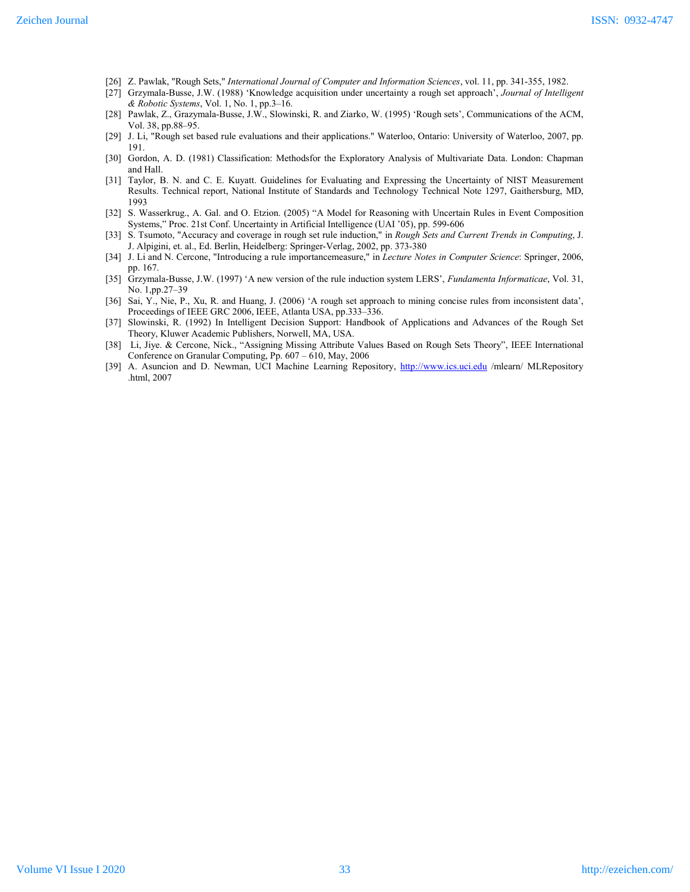[26] Z. Pawlak, "Rough Sets," *International Journal of Computer and Information Sciences*, vol. 11, pp. 341-355, 1982.

[27] Grzymala-Busse, J.W. (1988) 'Knowledge acquisition under uncertainty a rough set approach', *Journal of Intelligent & Robotic Systems*, Vol. 1, No. 1, pp.3–16.

[28] Pawlak, Z., Grazymala-Busse, J.W., Slowinski, R. and Ziarko, W. (1995) 'Rough sets', Communications of the ACM, Vol. 38, pp.88–95.

[29] J. Li, "Rough set based rule evaluations and their applications." Waterloo, Ontario: University of Waterloo, 2007, pp. 191.

[30] Gordon, A. D. (1981) Classification: Methodsfor the Exploratory Analysis of Multivariate Data. London: Chapman and Hall.

[31] Taylor, B. N. and C. E. Kuyatt. Guidelines for Evaluating and Expressing the Uncertainty of NIST Measurement Results. Technical report, National Institute of Standards and Technology Technical Note 1297, Gaithersburg, MD, 1993

[32] S. Wasserkrug., A. Gal. and O. Etzion. (2005) "A Model for Reasoning with Uncertain Rules in Event Composition Systems," Proc. 21st Conf. Uncertainty in Artificial Intelligence (UAI '05), pp. 599-606

[33] S. Tsumoto, "Accuracy and coverage in rough set rule induction," in *Rough Sets and Current Trends in Computing*, J. J. Alpigini, et. al., Ed. Berlin, Heidelberg: Springer-Verlag, 2002, pp. 373-380

[34] J. Li and N. Cercone, "Introducing a rule importancemeasure," in *Lecture Notes in Computer Science*: Springer, 2006, pp. 167.

[35] Grzymala-Busse, J.W. (1997) 'A new version of the rule induction system LERS', *Fundamenta Informaticae*, Vol. 31, No. 1,pp.27–39

[36] Sai, Y., Nie, P., Xu, R. and Huang, J. (2006) 'A rough set approach to mining concise rules from inconsistent data', Proceedings of IEEE GRC 2006, IEEE, Atlanta USA, pp.333–336.

[37] Slowinski, R. (1992) In Intelligent Decision Support: Handbook of Applications and Advances of the Rough Set Theory, Kluwer Academic Publishers, Norwell, MA, USA.

[38] Li, Jiye. & Cercone, Nick., "Assigning Missing Attribute Values Based on Rough Sets Theory", IEEE International Conference on Granular Computing, Pp. 607 – 610, May, 2006

[39] A. Asuncion and D. Newman, UCI Machine Learning Repository, http://www.ics.uci.edu /mlearn/ MLRepository .html, 2007